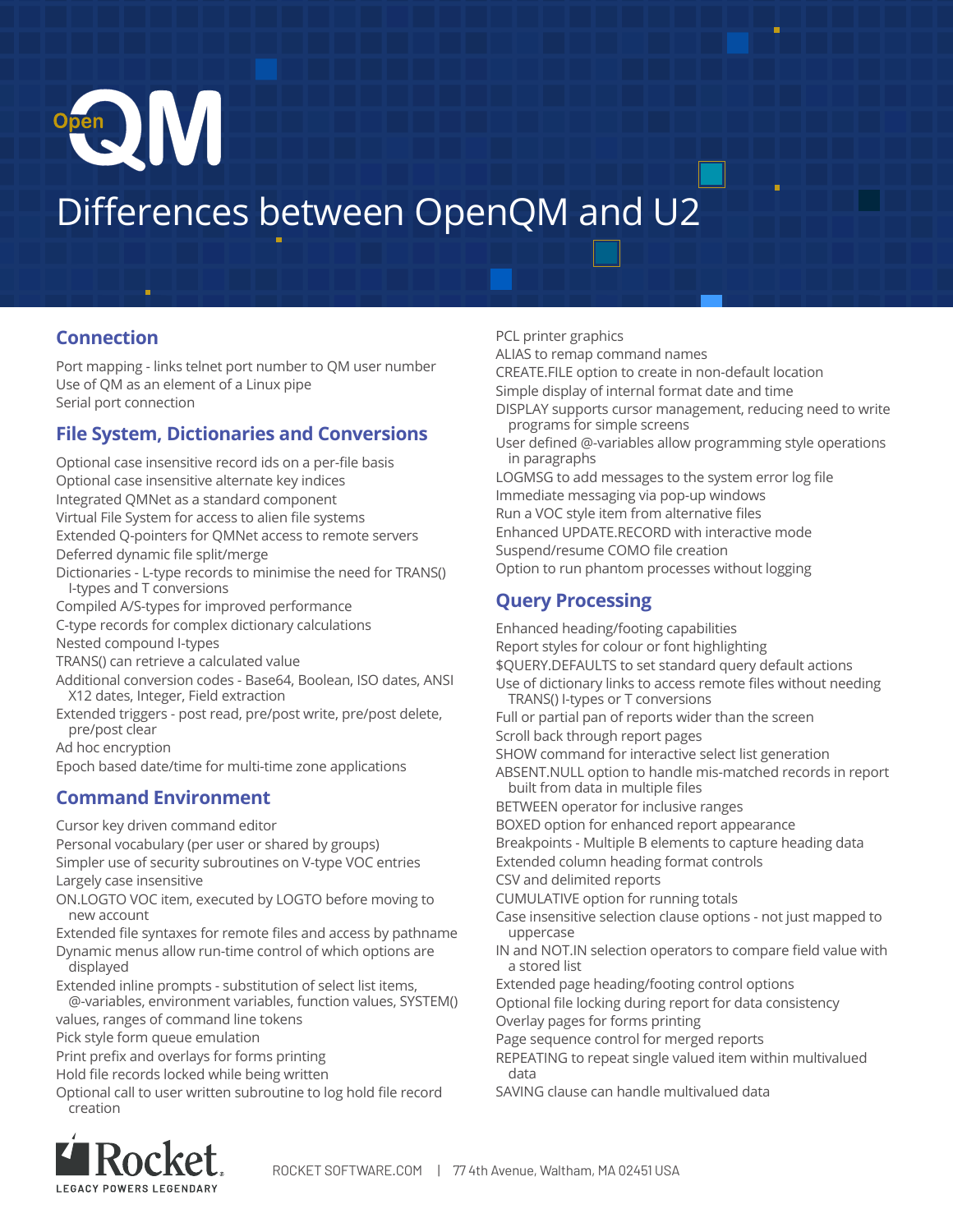# OpenQM

# Differences between OpenQM and U2

## Connection

Port mapping - links telnet port number to QM user number
Use of QM as an element of a Linux pipe
Serial port connection

## File System, Dictionaries and Conversions

Optional case insensitive record ids on a per-file basis
Optional case insensitive alternate key indices
Integrated QMNet as a standard component
Virtual File System for access to alien file systems
Extended Q-pointers for QMNet access to remote servers
Deferred dynamic file split/merge
Dictionaries - L-type records to minimise the need for TRANS() I-types and T conversions
Compiled A/S-types for improved performance
C-type records for complex dictionary calculations
Nested compound I-types
TRANS() can retrieve a calculated value
Additional conversion codes - Base64, Boolean, ISO dates, ANSI X12 dates, Integer, Field extraction
Extended triggers - post read, pre/post write, pre/post delete, pre/post clear
Ad hoc encryption
Epoch based date/time for multi-time zone applications

## Command Environment

Cursor key driven command editor
Personal vocabulary (per user or shared by groups)
Simpler use of security subroutines on V-type VOC entries
Largely case insensitive
ON.LOGTO VOC item, executed by LOGTO before moving to new account
Extended file syntaxes for remote files and access by pathname
Dynamic menus allow run-time control of which options are displayed
Extended inline prompts - substitution of select list items, @-variables, environment variables, function values, SYSTEM() values, ranges of command line tokens
Pick style form queue emulation
Print prefix and overlays for forms printing
Hold file records locked while being written
Optional call to user written subroutine to log hold file record creation
PCL printer graphics
ALIAS to remap command names
CREATE.FILE option to create in non-default location
Simple display of internal format date and time
DISPLAY supports cursor management, reducing need to write programs for simple screens
User defined @-variables allow programming style operations in paragraphs
LOGMSG to add messages to the system error log file
Immediate messaging via pop-up windows
Run a VOC style item from alternative files
Enhanced UPDATE.RECORD with interactive mode
Suspend/resume COMO file creation
Option to run phantom processes without logging

## Query Processing

Enhanced heading/footing capabilities
Report styles for colour or font highlighting
$QUERY.DEFAULTS to set standard query default actions
Use of dictionary links to access remote files without needing TRANS() I-types or T conversions
Full or partial pan of reports wider than the screen
Scroll back through report pages
SHOW command for interactive select list generation
ABSENT.NULL option to handle mis-matched records in report built from data in multiple files
BETWEEN operator for inclusive ranges
BOXED option for enhanced report appearance
Breakpoints - Multiple B elements to capture heading data
Extended column heading format controls
CSV and delimited reports
CUMULATIVE option for running totals
Case insensitive selection clause options - not just mapped to uppercase
IN and NOT.IN selection operators to compare field value with a stored list
Extended page heading/footing control options
Optional file locking during report for data consistency
Overlay pages for forms printing
Page sequence control for merged reports
REPEATING to repeat single valued item within multivalued data
SAVING clause can handle multivalued data

Rocket — LEGACY POWERS LEGENDARY

ROCKETSOFTWARE.COM | 77 4th Avenue, Waltham, MA 02451 USA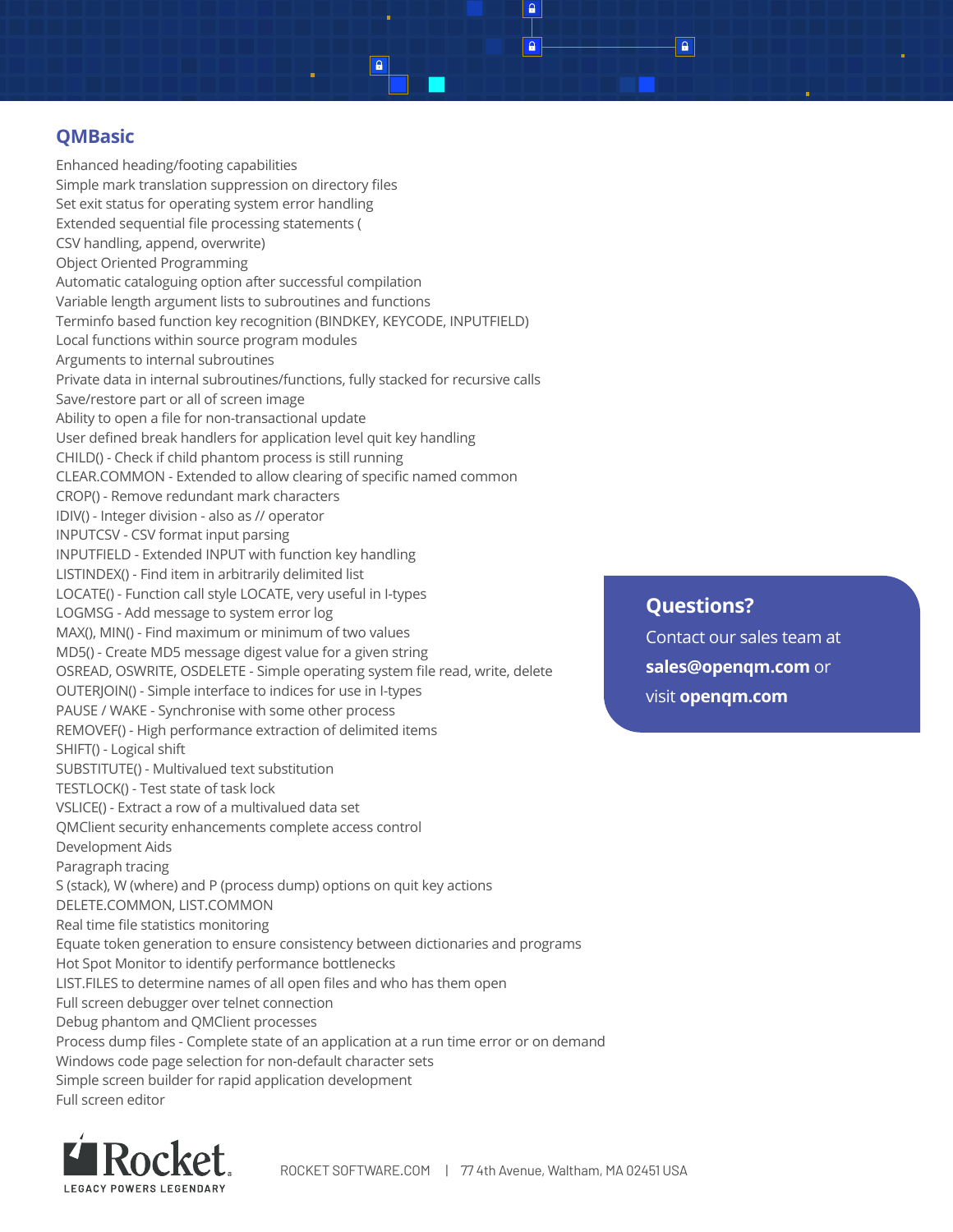## QMBasic

Enhanced heading/footing capabilities
Simple mark translation suppression on directory files
Set exit status for operating system error handling
Extended sequential file processing statements (
CSV handling, append, overwrite)
Object Oriented Programming
Automatic cataloguing option after successful compilation
Variable length argument lists to subroutines and functions
Terminfo based function key recognition (BINDKEY, KEYCODE, INPUTFIELD)
Local functions within source program modules
Arguments to internal subroutines
Private data in internal subroutines/functions, fully stacked for recursive calls
Save/restore part or all of screen image
Ability to open a file for non-transactional update
User defined break handlers for application level quit key handling
CHILD() - Check if child phantom process is still running
CLEAR.COMMON - Extended to allow clearing of specific named common
CROP() - Remove redundant mark characters
IDIV() - Integer division - also as // operator
INPUTCSV - CSV format input parsing
INPUTFIELD - Extended INPUT with function key handling
LISTINDEX() - Find item in arbitrarily delimited list
LOCATE() - Function call style LOCATE, very useful in I-types
LOGMSG - Add message to system error log
MAX(), MIN() - Find maximum or minimum of two values
MD5() - Create MD5 message digest value for a given string
OSREAD, OSWRITE, OSDELETE - Simple operating system file read, write, delete
OUTERJOIN() - Simple interface to indices for use in I-types
PAUSE / WAKE - Synchronise with some other process
REMOVEF() - High performance extraction of delimited items
SHIFT() - Logical shift
SUBSTITUTE() - Multivalued text substitution
TESTLOCK() - Test state of task lock
VSLICE() - Extract a row of a multivalued data set
QMClient security enhancements complete access control
Development Aids
Paragraph tracing
S (stack), W (where) and P (process dump) options on quit key actions
DELETE.COMMON, LIST.COMMON
Real time file statistics monitoring
Equate token generation to ensure consistency between dictionaries and programs
Hot Spot Monitor to identify performance bottlenecks
LIST.FILES to determine names of all open files and who has them open
Full screen debugger over telnet connection
Debug phantom and QMClient processes
Process dump files - Complete state of an application at a run time error or on demand
Windows code page selection for non-default character sets
Simple screen builder for rapid application development
Full screen editor

**Questions?**

Contact our sales team at **sales@openqm.com** or visit **openqm.com**

Rocket
LEGACY POWERS LEGENDARY

ROCKET SOFTWARE.COM | 77 4th Avenue, Waltham, MA 02451 USA